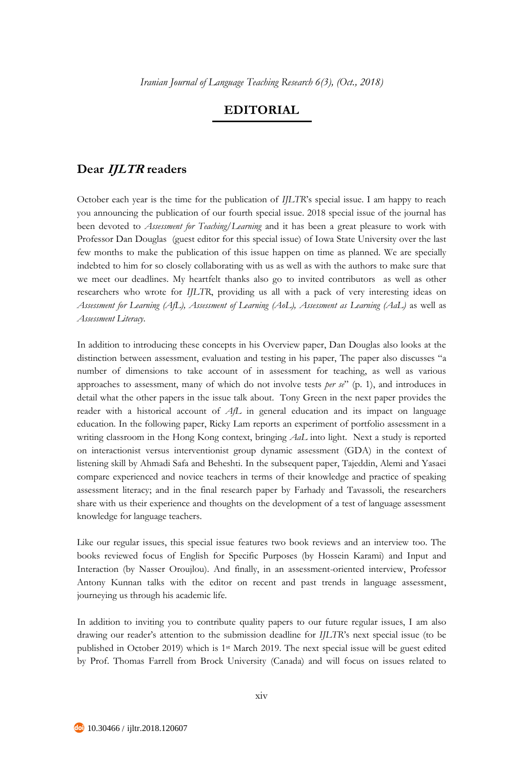# EDITORIAL

## Dear *IJLTR* readers

October each year is the time for the publication of *IJLTR*'s special issue. I am happy to reach you announcing the publication of our fourth special issue. 2018 special issue of the journal has been devoted to *Assessment for Teaching/Learning* and it has been a great pleasure to work with Professor Dan Douglas (guest editor for this special issue) of Iowa State University over the last few months to make the publication of this issue happen on time as planned. We are specially indebted to him for so closely collaborating with us as well as with the authors to make sure that we meet our deadlines. My heartfelt thanks also go to invited contributors as well as other researchers who wrote for *IJLTR*, providing us all with a pack of very interesting ideas on *Assessment for Learning (AfL), Assessment of Learning (AoL), Assessment as Learning (AaL)* as well as *Assessment Literacy*.

In addition to introducing these concepts in his Overview paper, Dan Douglas also looks at the distinction between assessment, evaluation and testing in his paper, The paper also discusses "a number of dimensions to take account of in assessment for teaching, as well as various approaches to assessment, many of which do not involve tests *per se*" (p. 1), and introduces in detail what the other papers in the issue talk about. Tony Green in the next paper provides the reader with a historical account of *AfL* in general education and its impact on language education. In the following paper, Ricky Lam reports an experiment of portfolio assessment in a writing classroom in the Hong Kong context, bringing *AaL* into light. Next a study is reported on interactionist versus interventionist group dynamic assessment (GDA) in the context of listening skill by Ahmadi Safa and Beheshti. In the subsequent paper, Tajeddin, Alemi and Yasaei compare experienced and novice teachers in terms of their knowledge and practice of speaking assessment literacy; and in the final research paper by Farhady and Tavassoli, the researchers share with us their experience and thoughts on the development of a test of language assessment knowledge for language teachers.

Like our regular issues, this special issue features two book reviews and an interview too. The books reviewed focus of English for Specific Purposes (by Hossein Karami) and Input and Interaction (by Nasser Oroujlou). And finally, in an assessment-oriented interview, Professor Antony Kunnan talks with the editor on recent and past trends in language assessment, journeying us through his academic life.

In addition to inviting you to contribute quality papers to our future regular issues, I am also drawing our reader's attention to the submission deadline for *IJLTR*'s next special issue (to be published in October 2019) which is 1st March 2019. The next special issue will be guest edited by Prof. Thomas Farrell from Brock University (Canada) and will focus on issues related to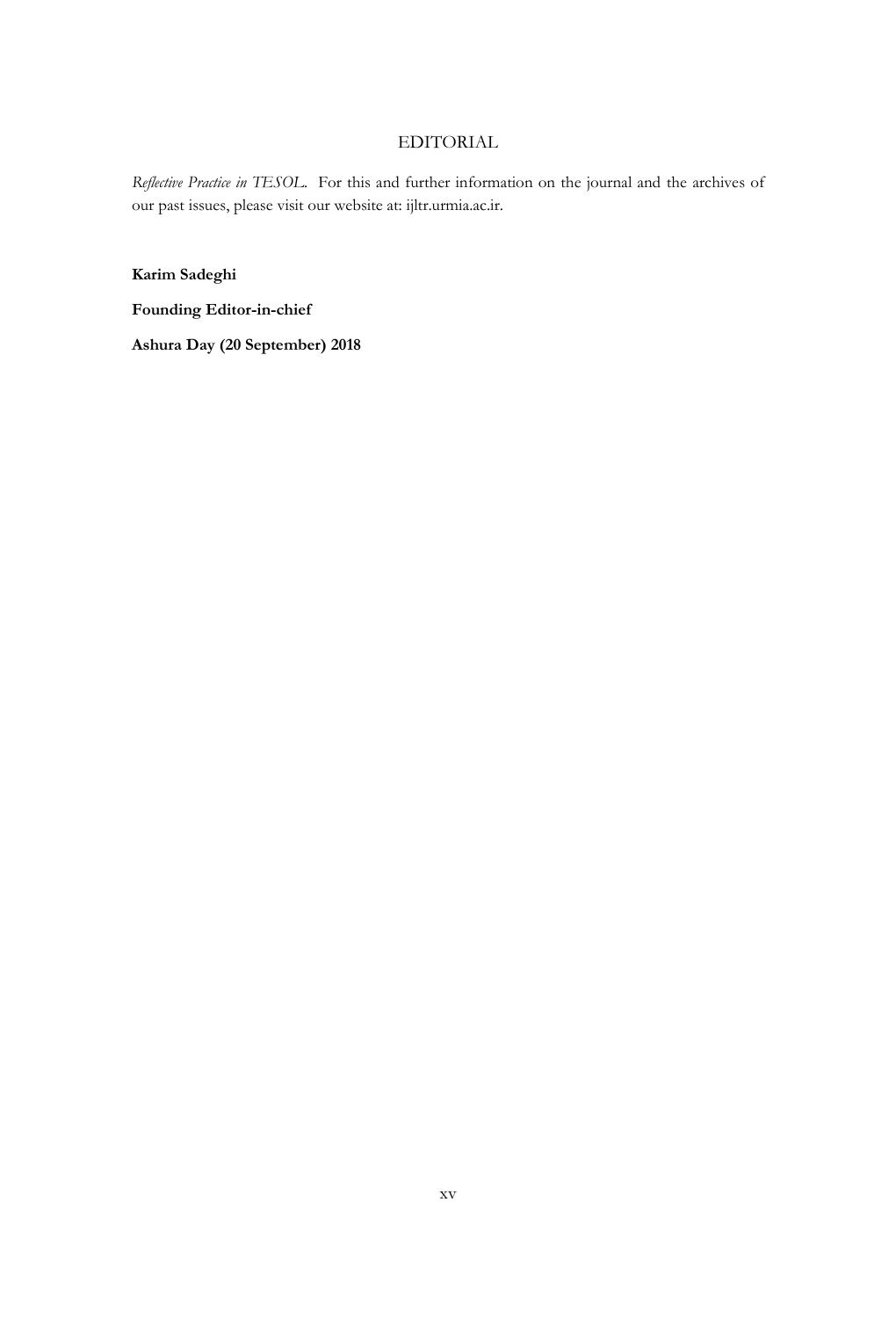EDITORIAL

*Reflective Practice in TESOL*. For this and further information on the journal and the archives of our past issues, please visit our website at: ijltr.urmia.ac.ir.

**Karim Sadeghi**

**Founding Editor-in-chief**

**Ashura Day (20 September) 2018**